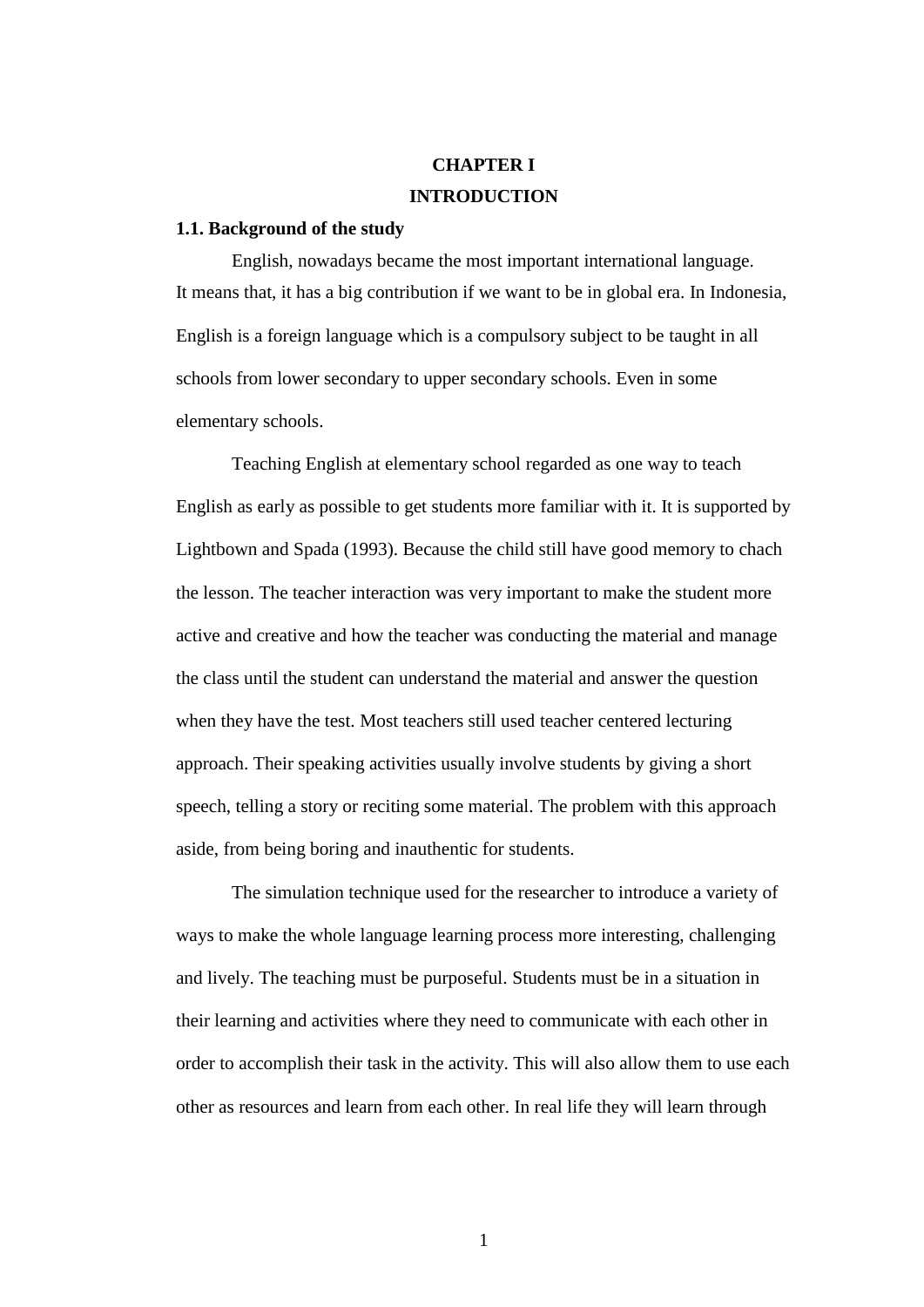# CHAPTER I
# INTRODUCTION

## 1.1. Background of the study

English, nowadays became the most important international language. It means that, it has a big contribution if we want to be in global era. In Indonesia, English is a foreign language which is a compulsory subject to be taught in all schools from lower secondary to upper secondary schools. Even in some elementary schools.

Teaching English at elementary school regarded as one way to teach English as early as possible to get students more familiar with it. It is supported by Lightbown and Spada (1993). Because the child still have good memory to chach the lesson. The teacher interaction was very important to make the student more active and creative and how the teacher was conducting the material and manage the class until the student can understand the material and answer the question when they have the test. Most teachers still used teacher centered lecturing approach. Their speaking activities usually involve students by giving a short speech, telling a story or reciting some material. The problem with this approach aside, from being boring and inauthentic for students.

The simulation technique used for the researcher to introduce a variety of ways to make the whole language learning process more interesting, challenging and lively. The teaching must be purposeful. Students must be in a situation in their learning and activities where they need to communicate with each other in order to accomplish their task in the activity. This will also allow them to use each other as resources and learn from each other. In real life they will learn through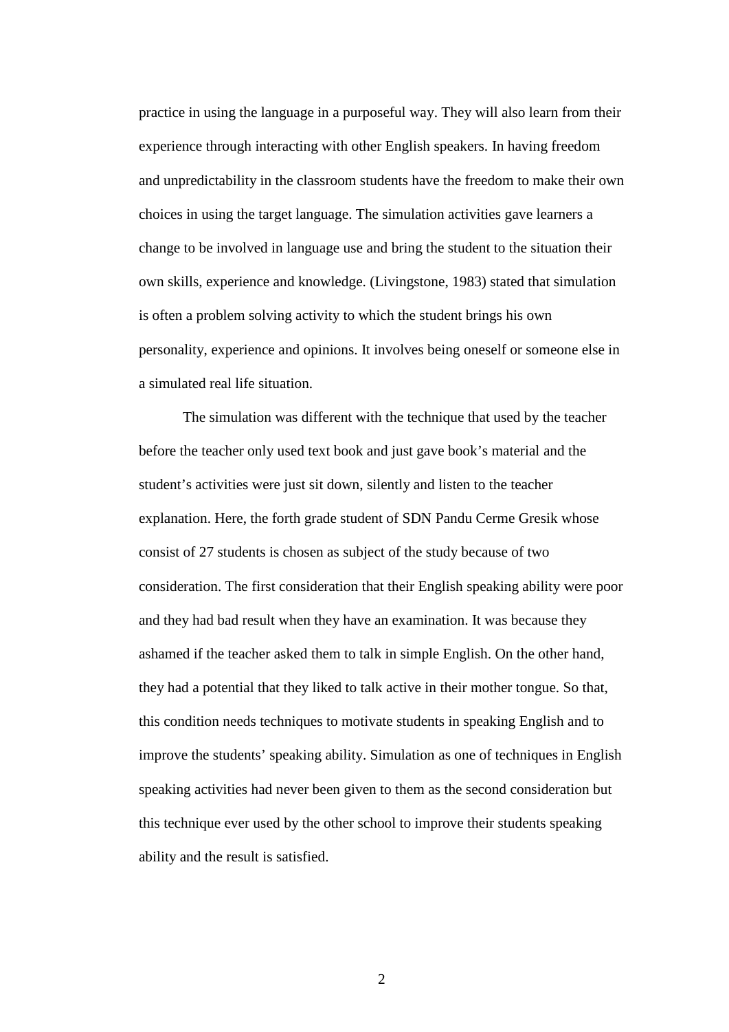practice in using the language in a purposeful way. They will also learn from their experience through interacting with other English speakers. In having freedom and unpredictability in the classroom students have the freedom to make their own choices in using the target language. The simulation activities gave learners a change to be involved in language use and bring the student to the situation their own skills, experience and knowledge. (Livingstone, 1983) stated that simulation is often a problem solving activity to which the student brings his own personality, experience and opinions. It involves being oneself or someone else in a simulated real life situation.

The simulation was different with the technique that used by the teacher before the teacher only used text book and just gave book's material and the student's activities were just sit down, silently and listen to the teacher explanation. Here, the forth grade student of SDN Pandu Cerme Gresik whose consist of 27 students is chosen as subject of the study because of two consideration. The first consideration that their English speaking ability were poor and they had bad result when they have an examination. It was because they ashamed if the teacher asked them to talk in simple English. On the other hand, they had a potential that they liked to talk active in their mother tongue. So that, this condition needs techniques to motivate students in speaking English and to improve the students' speaking ability. Simulation as one of techniques in English speaking activities had never been given to them as the second consideration but this technique ever used by the other school to improve their students speaking ability and the result is satisfied.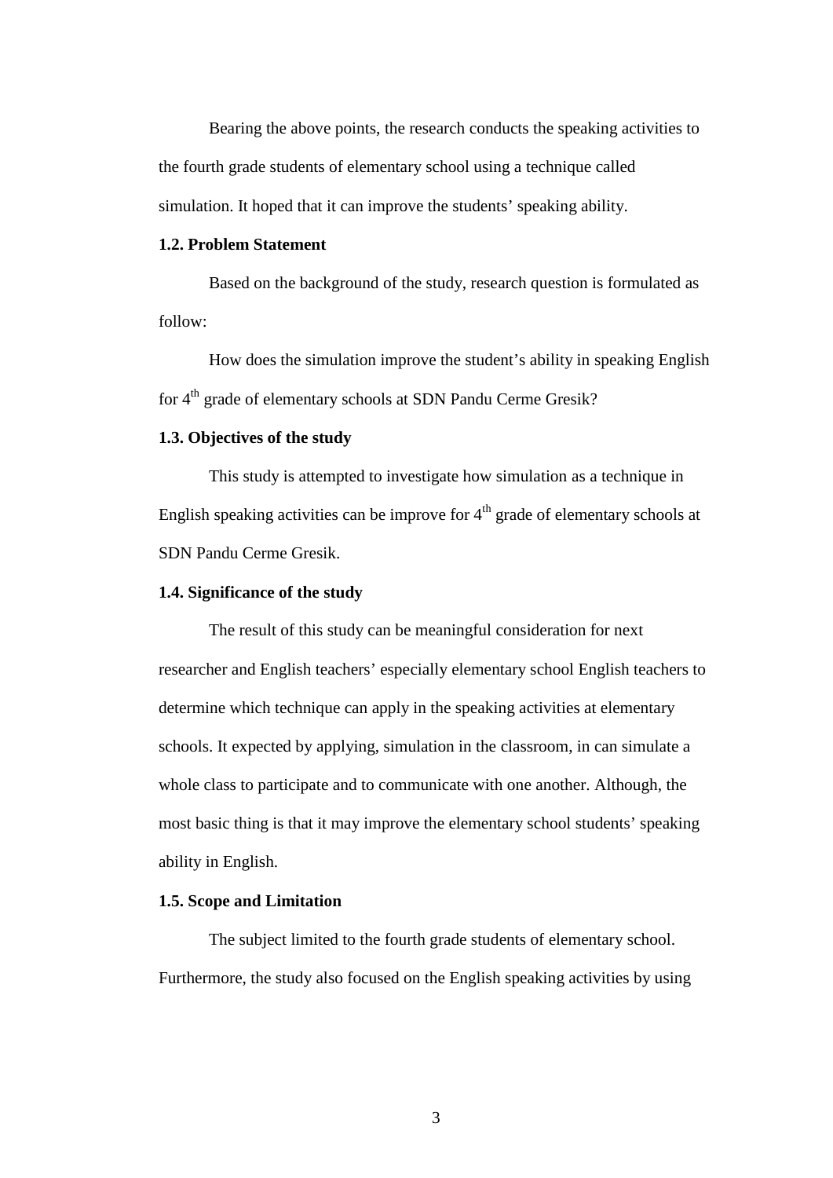Bearing the above points, the research conducts the speaking activities to the fourth grade students of elementary school using a technique called simulation. It hoped that it can improve the students' speaking ability.

### 1.2. Problem Statement

Based on the background of the study, research question is formulated as follow:

How does the simulation improve the student's ability in speaking English for 4th grade of elementary schools at SDN Pandu Cerme Gresik?

### 1.3. Objectives of the study

This study is attempted to investigate how simulation as a technique in English speaking activities can be improve for 4th grade of elementary schools at SDN Pandu Cerme Gresik.

### 1.4. Significance of the study

The result of this study can be meaningful consideration for next researcher and English teachers' especially elementary school English teachers to determine which technique can apply in the speaking activities at elementary schools. It expected by applying, simulation in the classroom, in can simulate a whole class to participate and to communicate with one another. Although, the most basic thing is that it may improve the elementary school students' speaking ability in English.

### 1.5. Scope and Limitation

The subject limited to the fourth grade students of elementary school. Furthermore, the study also focused on the English speaking activities by using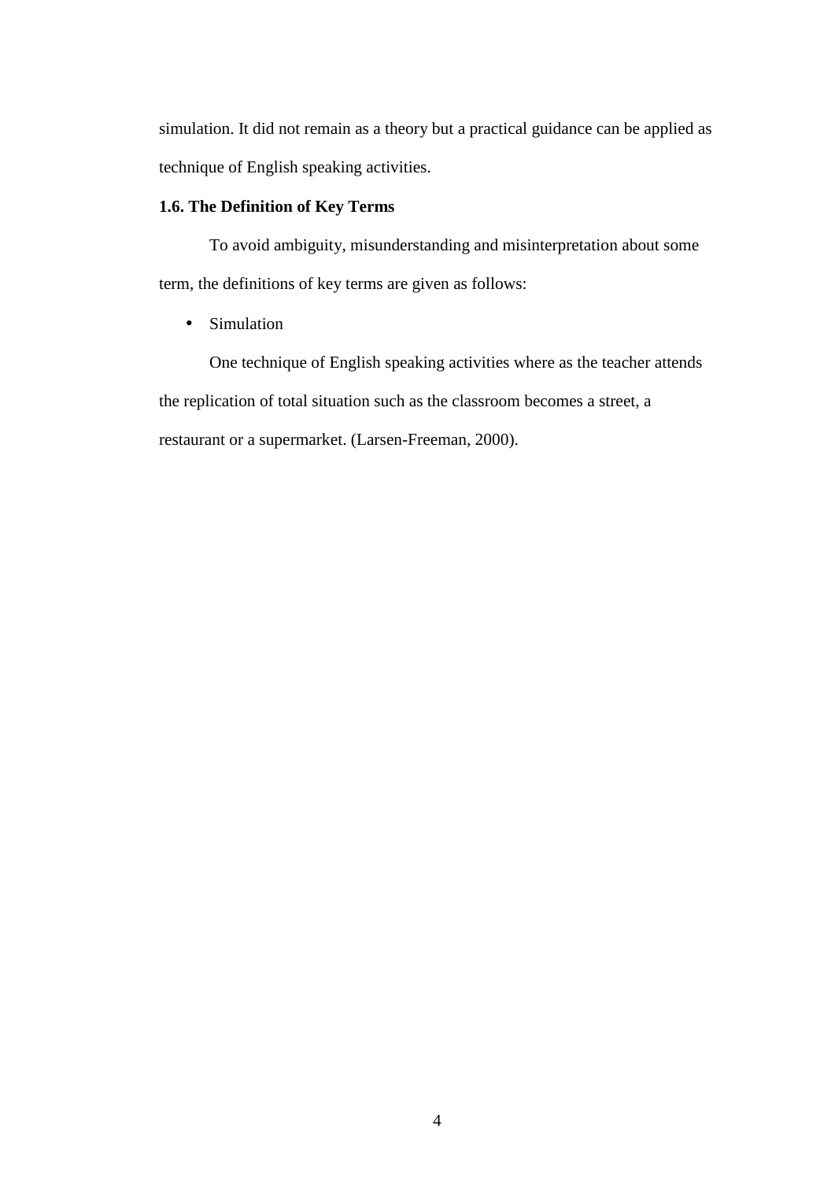simulation. It did not remain as a theory but a practical guidance can be applied as technique of English speaking activities.

### 1.6. The Definition of Key Terms

To avoid ambiguity, misunderstanding and misinterpretation about some term, the definitions of key terms are given as follows:

- Simulation

One technique of English speaking activities where as the teacher attends the replication of total situation such as the classroom becomes a street, a restaurant or a supermarket. (Larsen-Freeman, 2000).